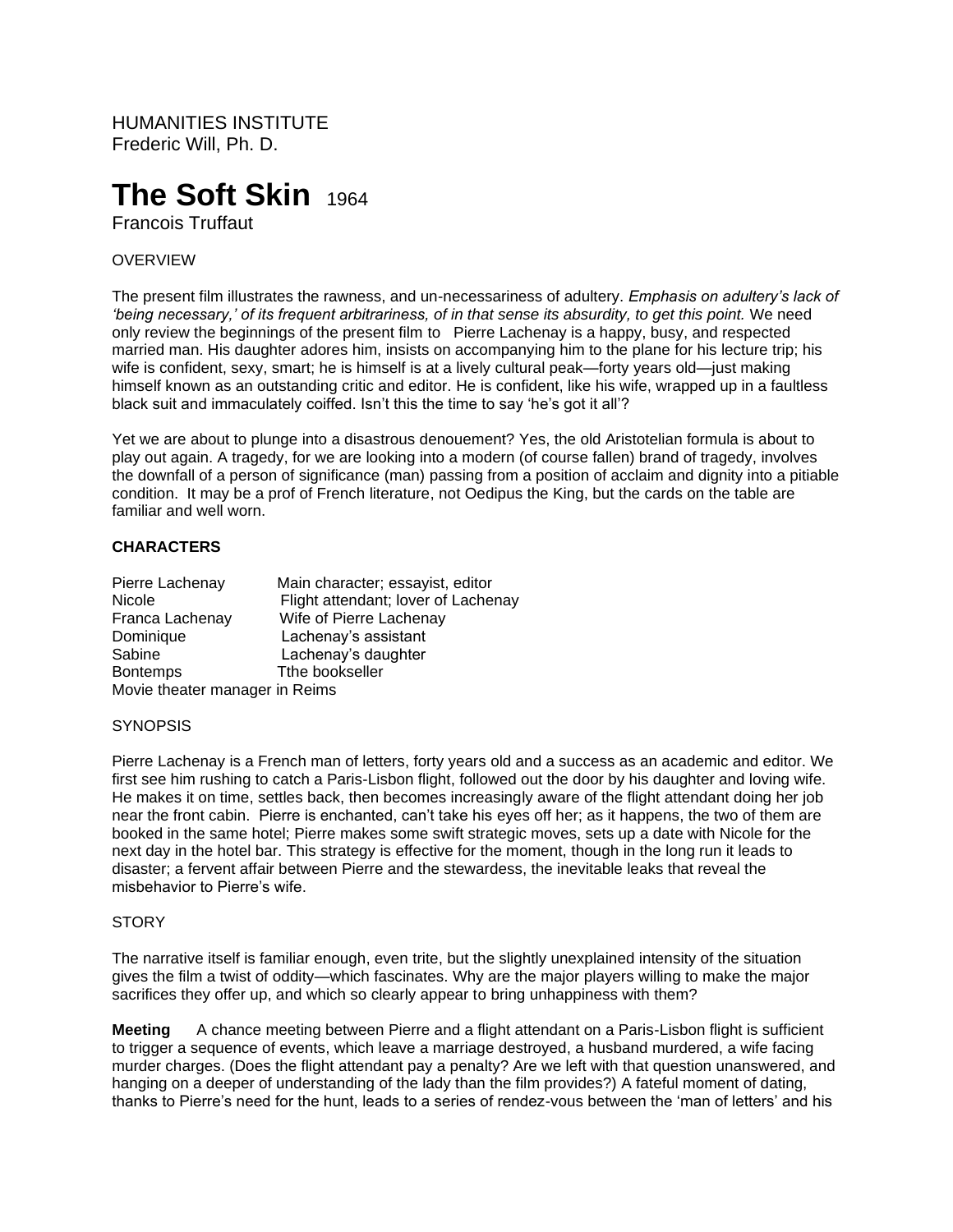HUMANITIES INSTITUTE
Frederic Will, Ph. D.

# The Soft Skin 1964

Francois Truffaut

OVERVIEW

The present film illustrates the rawness, and un-necessariness of adultery. *Emphasis on adultery's lack of 'being necessary,' of its frequent arbitrariness, of in that sense its absurdity, to get this point.* We need only review the beginnings of the present film to Pierre Lachenay is a happy, busy, and respected married man. His daughter adores him, insists on accompanying him to the plane for his lecture trip; his wife is confident, sexy, smart; he is himself is at a lively cultural peak—forty years old—just making himself known as an outstanding critic and editor. He is confident, like his wife, wrapped up in a faultless black suit and immaculately coiffed. Isn't this the time to say 'he's got it all'?

Yet we are about to plunge into a disastrous denouement? Yes, the old Aristotelian formula is about to play out again. A tragedy, for we are looking into a modern (of course fallen) brand of tragedy, involves the downfall of a person of significance (man) passing from a position of acclaim and dignity into a pitiable condition. It may be a prof of French literature, not Oedipus the King, but the cards on the table are familiar and well worn.

**CHARACTERS**

| | |
|---|---|
| Pierre Lachenay | Main character; essayist, editor |
| Nicole | Flight attendant; lover of Lachenay |
| Franca Lachenay | Wife of Pierre Lachenay |
| Dominique | Lachenay's assistant |
| Sabine | Lachenay's daughter |
| Bontemps | Tthe bookseller |
| Movie theater manager in Reims | |

SYNOPSIS

Pierre Lachenay is a French man of letters, forty years old and a success as an academic and editor. We first see him rushing to catch a Paris-Lisbon flight, followed out the door by his daughter and loving wife. He makes it on time, settles back, then becomes increasingly aware of the flight attendant doing her job near the front cabin. Pierre is enchanted, can't take his eyes off her; as it happens, the two of them are booked in the same hotel; Pierre makes some swift strategic moves, sets up a date with Nicole for the next day in the hotel bar. This strategy is effective for the moment, though in the long run it leads to disaster; a fervent affair between Pierre and the stewardess, the inevitable leaks that reveal the misbehavior to Pierre's wife.

STORY

The narrative itself is familiar enough, even trite, but the slightly unexplained intensity of the situation gives the film a twist of oddity—which fascinates. Why are the major players willing to make the major sacrifices they offer up, and which so clearly appear to bring unhappiness with them?

**Meeting** A chance meeting between Pierre and a flight attendant on a Paris-Lisbon flight is sufficient to trigger a sequence of events, which leave a marriage destroyed, a husband murdered, a wife facing murder charges. (Does the flight attendant pay a penalty? Are we left with that question unanswered, and hanging on a deeper of understanding of the lady than the film provides?) A fateful moment of dating, thanks to Pierre's need for the hunt, leads to a series of rendez-vous between the 'man of letters' and his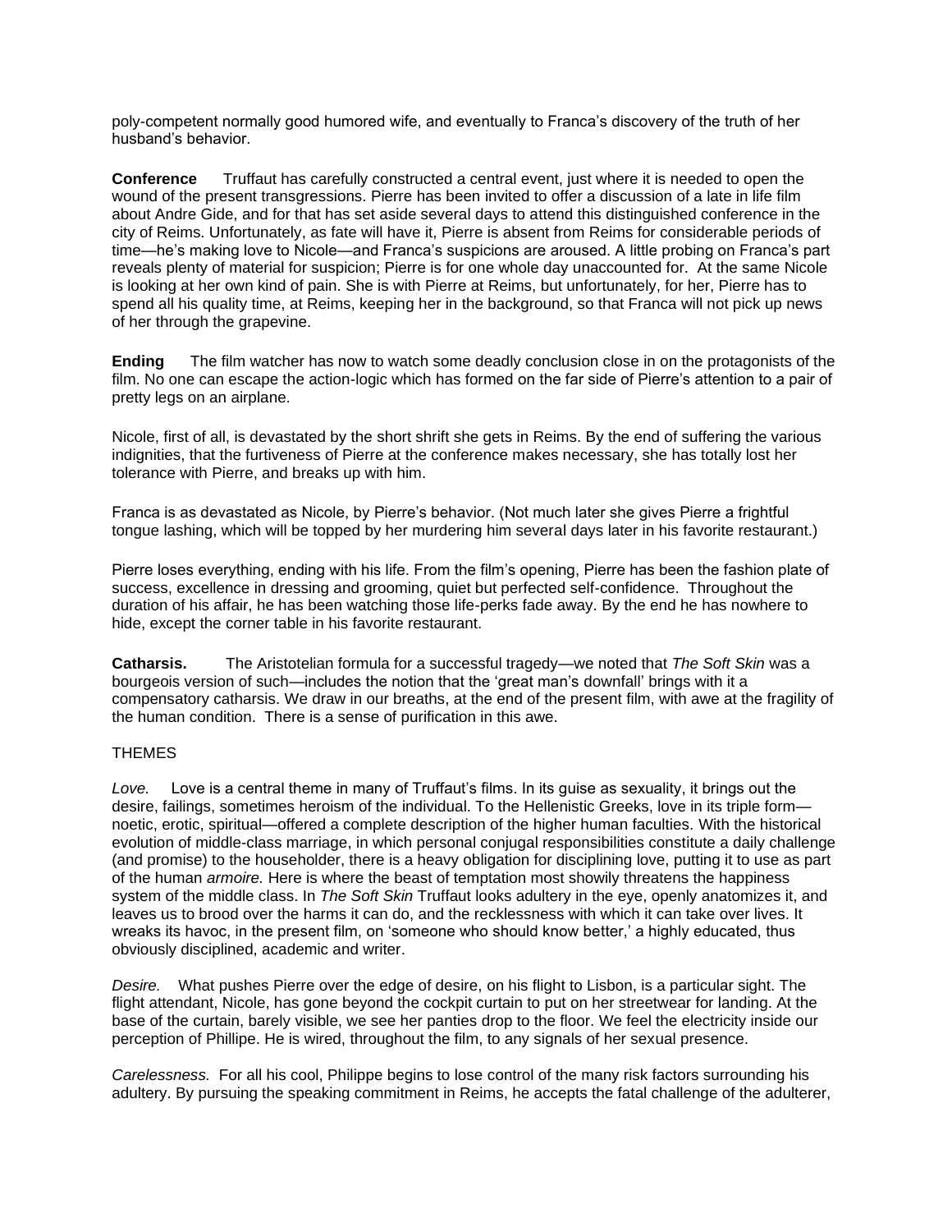poly-competent normally good humored wife, and eventually to Franca's discovery of the truth of her husband's behavior.

**Conference** Truffaut has carefully constructed a central event, just where it is needed to open the wound of the present transgressions. Pierre has been invited to offer a discussion of a late in life film about Andre Gide, and for that has set aside several days to attend this distinguished conference in the city of Reims. Unfortunately, as fate will have it, Pierre is absent from Reims for considerable periods of time—he's making love to Nicole—and Franca's suspicions are aroused. A little probing on Franca's part reveals plenty of material for suspicion; Pierre is for one whole day unaccounted for. At the same Nicole is looking at her own kind of pain. She is with Pierre at Reims, but unfortunately, for her, Pierre has to spend all his quality time, at Reims, keeping her in the background, so that Franca will not pick up news of her through the grapevine.

**Ending** The film watcher has now to watch some deadly conclusion close in on the protagonists of the film. No one can escape the action-logic which has formed on the far side of Pierre's attention to a pair of pretty legs on an airplane.

Nicole, first of all, is devastated by the short shrift she gets in Reims. By the end of suffering the various indignities, that the furtiveness of Pierre at the conference makes necessary, she has totally lost her tolerance with Pierre, and breaks up with him.

Franca is as devastated as Nicole, by Pierre's behavior. (Not much later she gives Pierre a frightful tongue lashing, which will be topped by her murdering him several days later in his favorite restaurant.)

Pierre loses everything, ending with his life. From the film's opening, Pierre has been the fashion plate of success, excellence in dressing and grooming, quiet but perfected self-confidence. Throughout the duration of his affair, he has been watching those life-perks fade away. By the end he has nowhere to hide, except the corner table in his favorite restaurant.

**Catharsis.** The Aristotelian formula for a successful tragedy—we noted that *The Soft Skin* was a bourgeois version of such—includes the notion that the 'great man's downfall' brings with it a compensatory catharsis. We draw in our breaths, at the end of the present film, with awe at the fragility of the human condition. There is a sense of purification in this awe.

THEMES

*Love.* Love is a central theme in many of Truffaut's films. In its guise as sexuality, it brings out the desire, failings, sometimes heroism of the individual. To the Hellenistic Greeks, love in its triple form—noetic, erotic, spiritual—offered a complete description of the higher human faculties. With the historical evolution of middle-class marriage, in which personal conjugal responsibilities constitute a daily challenge (and promise) to the householder, there is a heavy obligation for disciplining love, putting it to use as part of the human *armoire.* Here is where the beast of temptation most showily threatens the happiness system of the middle class. In *The Soft Skin* Truffaut looks adultery in the eye, openly anatomizes it, and leaves us to brood over the harms it can do, and the recklessness with which it can take over lives. It wreaks its havoc, in the present film, on 'someone who should know better,' a highly educated, thus obviously disciplined, academic and writer.

*Desire.* What pushes Pierre over the edge of desire, on his flight to Lisbon, is a particular sight. The flight attendant, Nicole, has gone beyond the cockpit curtain to put on her streetwear for landing. At the base of the curtain, barely visible, we see her panties drop to the floor. We feel the electricity inside our perception of Phillipe. He is wired, throughout the film, to any signals of her sexual presence.

*Carelessness.* For all his cool, Philippe begins to lose control of the many risk factors surrounding his adultery. By pursuing the speaking commitment in Reims, he accepts the fatal challenge of the adulterer,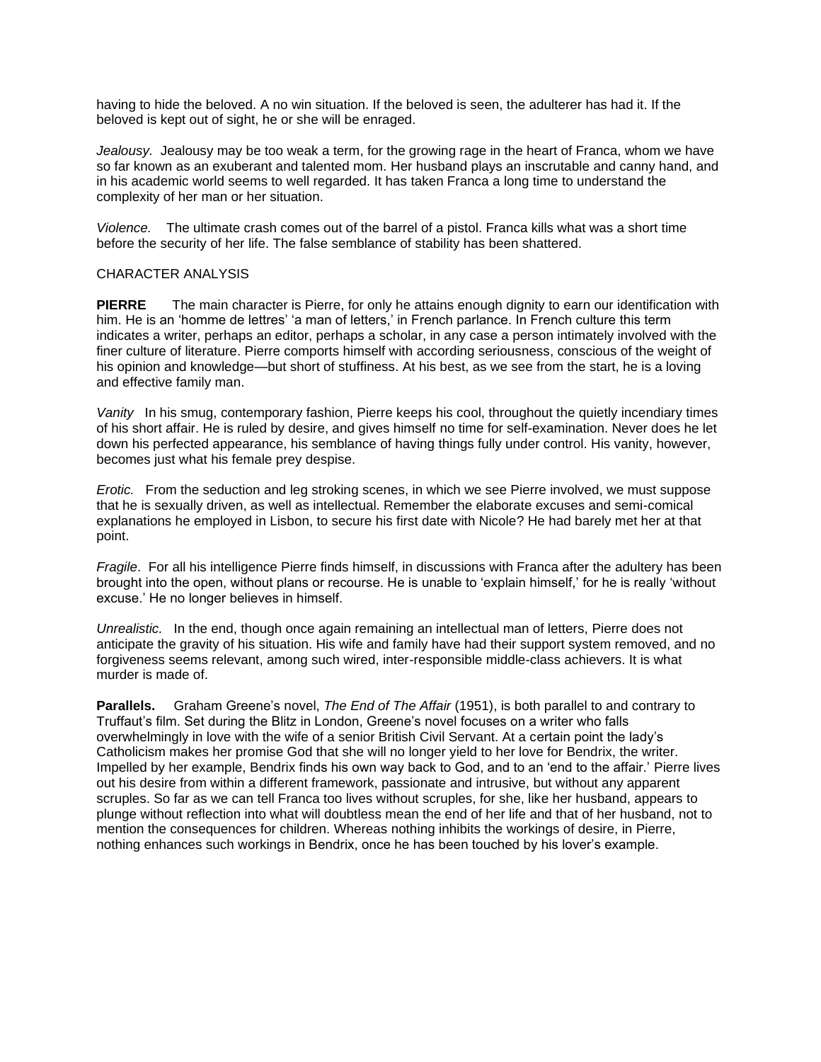having to hide the beloved. A no win situation. If the beloved is seen, the adulterer has had it. If the beloved is kept out of sight, he or she will be enraged.

*Jealousy.* Jealousy may be too weak a term, for the growing rage in the heart of Franca, whom we have so far known as an exuberant and talented mom. Her husband plays an inscrutable and canny hand, and in his academic world seems to well regarded. It has taken Franca a long time to understand the complexity of her man or her situation.

*Violence.* The ultimate crash comes out of the barrel of a pistol. Franca kills what was a short time before the security of her life. The false semblance of stability has been shattered.

CHARACTER ANALYSIS

**PIERRE** The main character is Pierre, for only he attains enough dignity to earn our identification with him. He is an 'homme de lettres' 'a man of letters,' in French parlance. In French culture this term indicates a writer, perhaps an editor, perhaps a scholar, in any case a person intimately involved with the finer culture of literature. Pierre comports himself with according seriousness, conscious of the weight of his opinion and knowledge—but short of stuffiness. At his best, as we see from the start, he is a loving and effective family man.

*Vanity* In his smug, contemporary fashion, Pierre keeps his cool, throughout the quietly incendiary times of his short affair. He is ruled by desire, and gives himself no time for self-examination. Never does he let down his perfected appearance, his semblance of having things fully under control. His vanity, however, becomes just what his female prey despise.

*Erotic.* From the seduction and leg stroking scenes, in which we see Pierre involved, we must suppose that he is sexually driven, as well as intellectual. Remember the elaborate excuses and semi-comical explanations he employed in Lisbon, to secure his first date with Nicole? He had barely met her at that point.

*Fragile*. For all his intelligence Pierre finds himself, in discussions with Franca after the adultery has been brought into the open, without plans or recourse. He is unable to 'explain himself,' for he is really 'without excuse.' He no longer believes in himself.

*Unrealistic.* In the end, though once again remaining an intellectual man of letters, Pierre does not anticipate the gravity of his situation. His wife and family have had their support system removed, and no forgiveness seems relevant, among such wired, inter-responsible middle-class achievers. It is what murder is made of.

**Parallels.** Graham Greene's novel, *The End of The Affair* (1951), is both parallel to and contrary to Truffaut's film. Set during the Blitz in London, Greene's novel focuses on a writer who falls overwhelmingly in love with the wife of a senior British Civil Servant. At a certain point the lady's Catholicism makes her promise God that she will no longer yield to her love for Bendrix, the writer. Impelled by her example, Bendrix finds his own way back to God, and to an 'end to the affair.' Pierre lives out his desire from within a different framework, passionate and intrusive, but without any apparent scruples. So far as we can tell Franca too lives without scruples, for she, like her husband, appears to plunge without reflection into what will doubtless mean the end of her life and that of her husband, not to mention the consequences for children. Whereas nothing inhibits the workings of desire, in Pierre, nothing enhances such workings in Bendrix, once he has been touched by his lover's example.